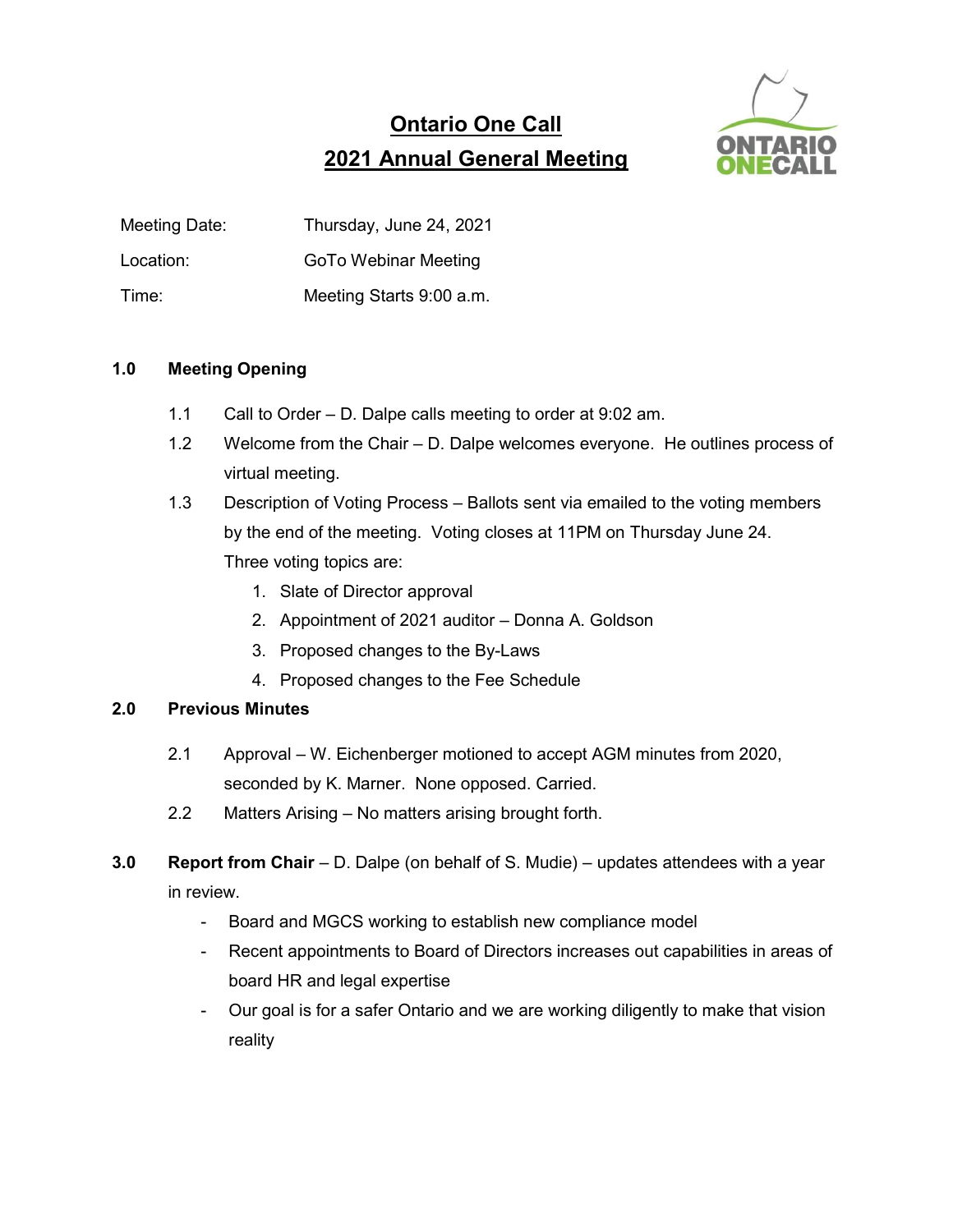# Ontario One Call

# 2021 Annual General Meeting

Meeting Date: Thursday, June 24, 2021

Location: GoTo Webinar Meeting

Time: Meeting Starts 9:00 a.m.

**1.0 Meeting Opening**

1.1 Call to Order – D. Dalpe calls meeting to order at 9:02 am.

1.2 Welcome from the Chair – D. Dalpe welcomes everyone. He outlines process of virtual meeting.

1.3 Description of Voting Process – Ballots sent via emailed to the voting members by the end of the meeting. Voting closes at 11PM on Thursday June 24. Three voting topics are:

1. Slate of Director approval
2. Appointment of 2021 auditor – Donna A. Goldson
3. Proposed changes to the By-Laws
4. Proposed changes to the Fee Schedule

**2.0 Previous Minutes**

2.1 Approval – W. Eichenberger motioned to accept AGM minutes from 2020, seconded by K. Marner. None opposed. Carried.

2.2 Matters Arising – No matters arising brought forth.

**3.0 Report from Chair** – D. Dalpe (on behalf of S. Mudie) – updates attendees with a year in review.

- Board and MGCS working to establish new compliance model
- Recent appointments to Board of Directors increases out capabilities in areas of board HR and legal expertise
- Our goal is for a safer Ontario and we are working diligently to make that vision reality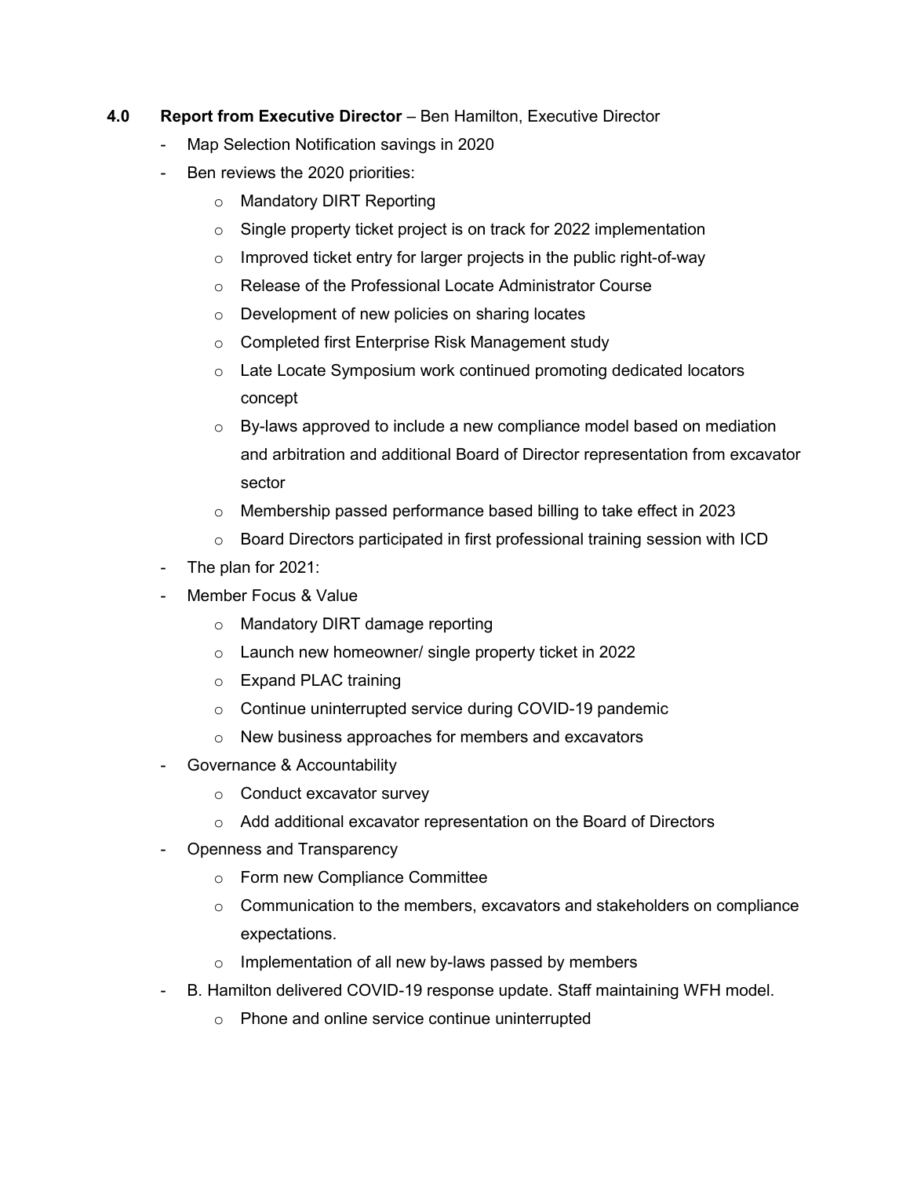### 4.0 **Report from Executive Director** – Ben Hamilton, Executive Director

- Map Selection Notification savings in 2020
- Ben reviews the 2020 priorities:
  - Mandatory DIRT Reporting
  - Single property ticket project is on track for 2022 implementation
  - Improved ticket entry for larger projects in the public right-of-way
  - Release of the Professional Locate Administrator Course
  - Development of new policies on sharing locates
  - Completed first Enterprise Risk Management study
  - Late Locate Symposium work continued promoting dedicated locators concept
  - By-laws approved to include a new compliance model based on mediation and arbitration and additional Board of Director representation from excavator sector
  - Membership passed performance based billing to take effect in 2023
  - Board Directors participated in first professional training session with ICD
- The plan for 2021:
- Member Focus & Value
  - Mandatory DIRT damage reporting
  - Launch new homeowner/ single property ticket in 2022
  - Expand PLAC training
  - Continue uninterrupted service during COVID-19 pandemic
  - New business approaches for members and excavators
- Governance & Accountability
  - Conduct excavator survey
  - Add additional excavator representation on the Board of Directors
- Openness and Transparency
  - Form new Compliance Committee
  - Communication to the members, excavators and stakeholders on compliance expectations.
  - Implementation of all new by-laws passed by members
- B. Hamilton delivered COVID-19 response update. Staff maintaining WFH model.
  - Phone and online service continue uninterrupted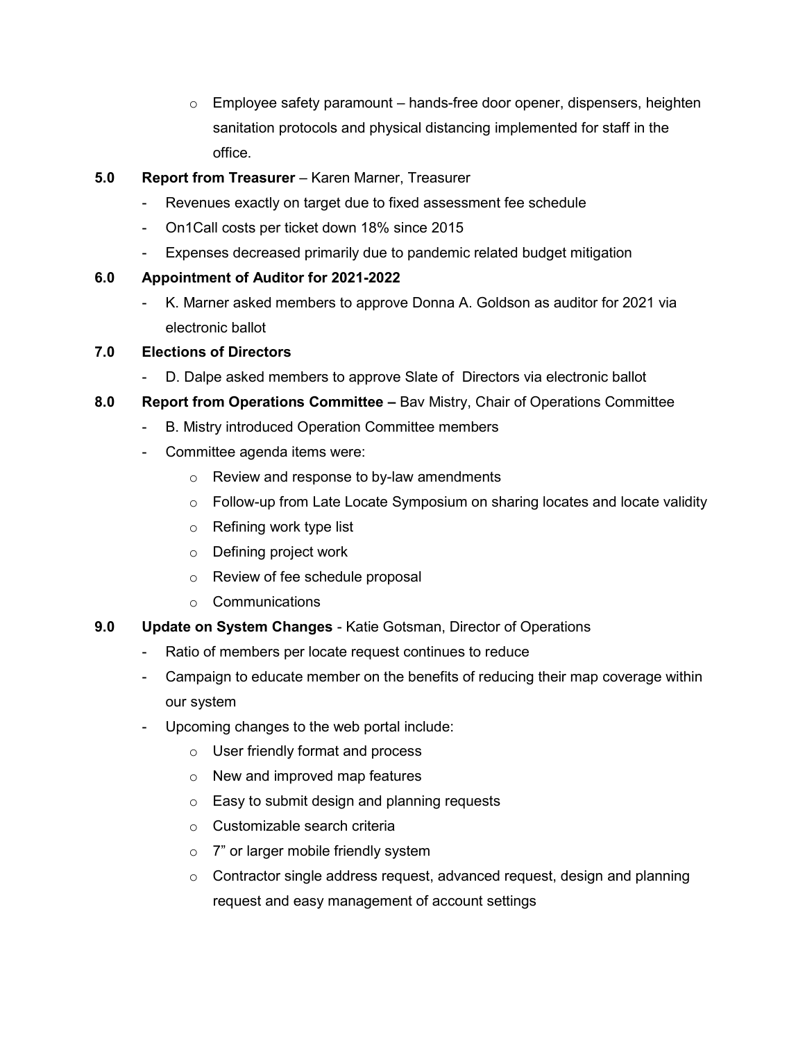- Employee safety paramount – hands-free door opener, dispensers, heighten sanitation protocols and physical distancing implemented for staff in the office.

**5.0 Report from Treasurer** – Karen Marner, Treasurer

- Revenues exactly on target due to fixed assessment fee schedule
- On1Call costs per ticket down 18% since 2015
- Expenses decreased primarily due to pandemic related budget mitigation

**6.0 Appointment of Auditor for 2021-2022**

- K. Marner asked members to approve Donna A. Goldson as auditor for 2021 via electronic ballot

**7.0 Elections of Directors**

- D. Dalpe asked members to approve Slate of Directors via electronic ballot

**8.0 Report from Operations Committee –** Bav Mistry, Chair of Operations Committee

- B. Mistry introduced Operation Committee members
- Committee agenda items were:
    - Review and response to by-law amendments
    - Follow-up from Late Locate Symposium on sharing locates and locate validity
    - Refining work type list
    - Defining project work
    - Review of fee schedule proposal
    - Communications

**9.0 Update on System Changes** - Katie Gotsman, Director of Operations

- Ratio of members per locate request continues to reduce
- Campaign to educate member on the benefits of reducing their map coverage within our system
- Upcoming changes to the web portal include:
    - User friendly format and process
    - New and improved map features
    - Easy to submit design and planning requests
    - Customizable search criteria
    - 7" or larger mobile friendly system
    - Contractor single address request, advanced request, design and planning request and easy management of account settings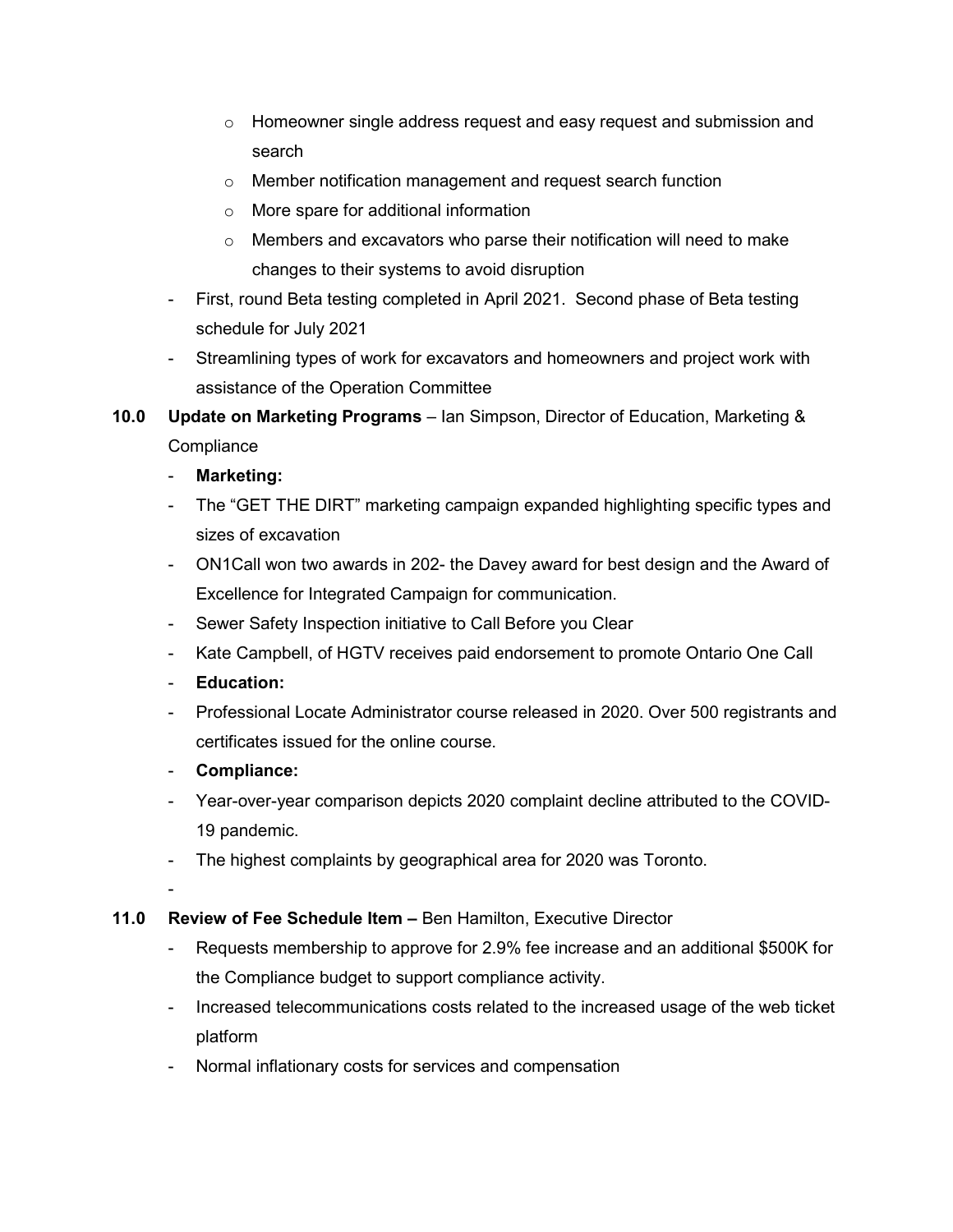- Homeowner single address request and easy request and submission and search
  - Member notification management and request search function
  - More spare for additional information
  - Members and excavators who parse their notification will need to make changes to their systems to avoid disruption
- First, round Beta testing completed in April 2021. Second phase of Beta testing schedule for July 2021
- Streamlining types of work for excavators and homeowners and project work with assistance of the Operation Committee

**10.0 Update on Marketing Programs** – Ian Simpson, Director of Education, Marketing & Compliance

- **Marketing:**
- The "GET THE DIRT" marketing campaign expanded highlighting specific types and sizes of excavation
- ON1Call won two awards in 202- the Davey award for best design and the Award of Excellence for Integrated Campaign for communication.
- Sewer Safety Inspection initiative to Call Before you Clear
- Kate Campbell, of HGTV receives paid endorsement to promote Ontario One Call
- **Education:**
- Professional Locate Administrator course released in 2020. Over 500 registrants and certificates issued for the online course.
- **Compliance:**
- Year-over-year comparison depicts 2020 complaint decline attributed to the COVID-19 pandemic.
- The highest complaints by geographical area for 2020 was Toronto.
-

**11.0 Review of Fee Schedule Item –** Ben Hamilton, Executive Director

- Requests membership to approve for 2.9% fee increase and an additional $500K for the Compliance budget to support compliance activity.
- Increased telecommunications costs related to the increased usage of the web ticket platform
- Normal inflationary costs for services and compensation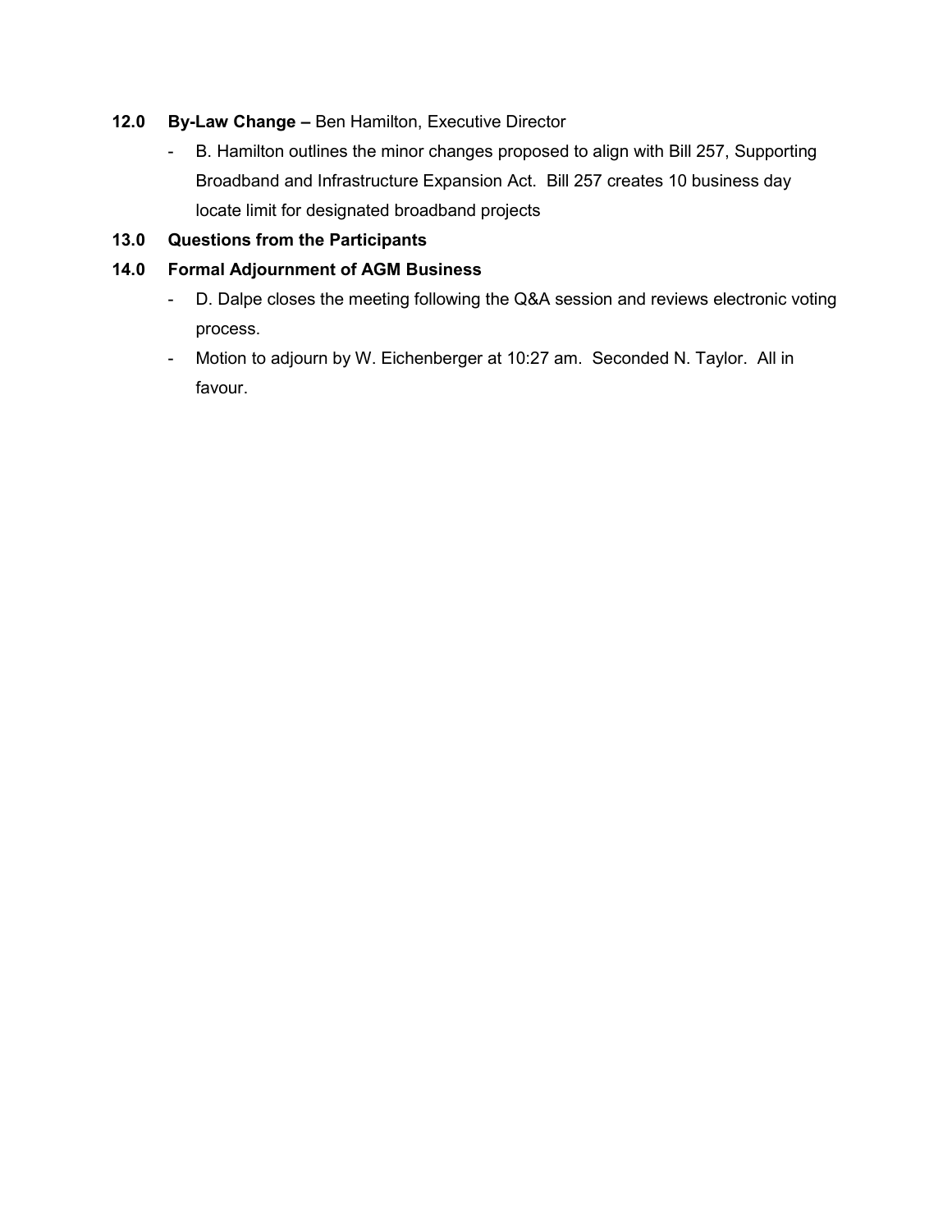**12.0 By-Law Change –** Ben Hamilton, Executive Director

- B. Hamilton outlines the minor changes proposed to align with Bill 257, Supporting Broadband and Infrastructure Expansion Act. Bill 257 creates 10 business day locate limit for designated broadband projects

**13.0 Questions from the Participants**

**14.0 Formal Adjournment of AGM Business**

- D. Dalpe closes the meeting following the Q&A session and reviews electronic voting process.
- Motion to adjourn by W. Eichenberger at 10:27 am. Seconded N. Taylor. All in favour.